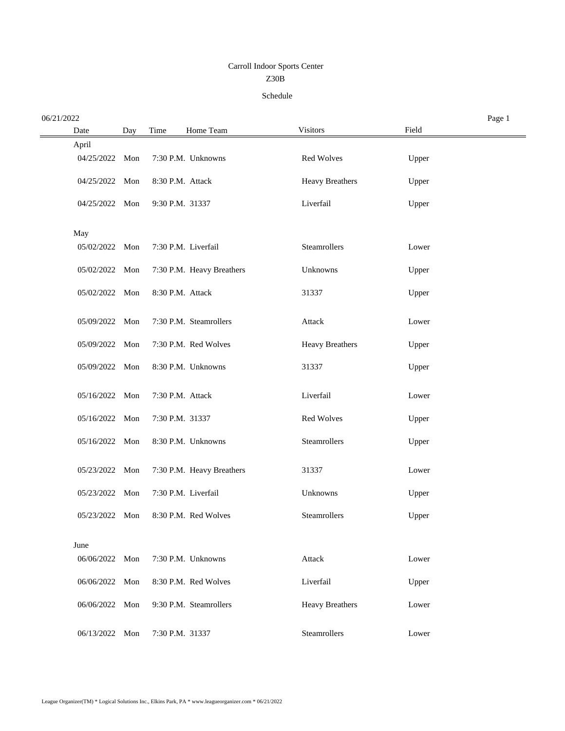Carroll Indoor Sports Center

Z30B

Schedule

06/21/2022

| Date | Day | Time | Home Team | Visitors | Field |
|---|---|---|---|---|---|
| April | | | | | |
| 04/25/2022 | Mon | 7:30 P.M. | Unknowns | Red Wolves | Upper |
| 04/25/2022 | Mon | 8:30 P.M. | Attack | Heavy Breathers | Upper |
| 04/25/2022 | Mon | 9:30 P.M. | 31337 | Liverfail | Upper |
| May | | | | | |
| 05/02/2022 | Mon | 7:30 P.M. | Liverfail | Steamrollers | Lower |
| 05/02/2022 | Mon | 7:30 P.M. | Heavy Breathers | Unknowns | Upper |
| 05/02/2022 | Mon | 8:30 P.M. | Attack | 31337 | Upper |
| 05/09/2022 | Mon | 7:30 P.M. | Steamrollers | Attack | Lower |
| 05/09/2022 | Mon | 7:30 P.M. | Red Wolves | Heavy Breathers | Upper |
| 05/09/2022 | Mon | 8:30 P.M. | Unknowns | 31337 | Upper |
| 05/16/2022 | Mon | 7:30 P.M. | Attack | Liverfail | Lower |
| 05/16/2022 | Mon | 7:30 P.M. | 31337 | Red Wolves | Upper |
| 05/16/2022 | Mon | 8:30 P.M. | Unknowns | Steamrollers | Upper |
| 05/23/2022 | Mon | 7:30 P.M. | Heavy Breathers | 31337 | Lower |
| 05/23/2022 | Mon | 7:30 P.M. | Liverfail | Unknowns | Upper |
| 05/23/2022 | Mon | 8:30 P.M. | Red Wolves | Steamrollers | Upper |
| June | | | | | |
| 06/06/2022 | Mon | 7:30 P.M. | Unknowns | Attack | Lower |
| 06/06/2022 | Mon | 8:30 P.M. | Red Wolves | Liverfail | Upper |
| 06/06/2022 | Mon | 9:30 P.M. | Steamrollers | Heavy Breathers | Lower |
| 06/13/2022 | Mon | 7:30 P.M. | 31337 | Steamrollers | Lower |

League Organizer(TM) * Logical Solutions Inc., Elkins Park, PA * www.leagueorganizer.com * 06/21/2022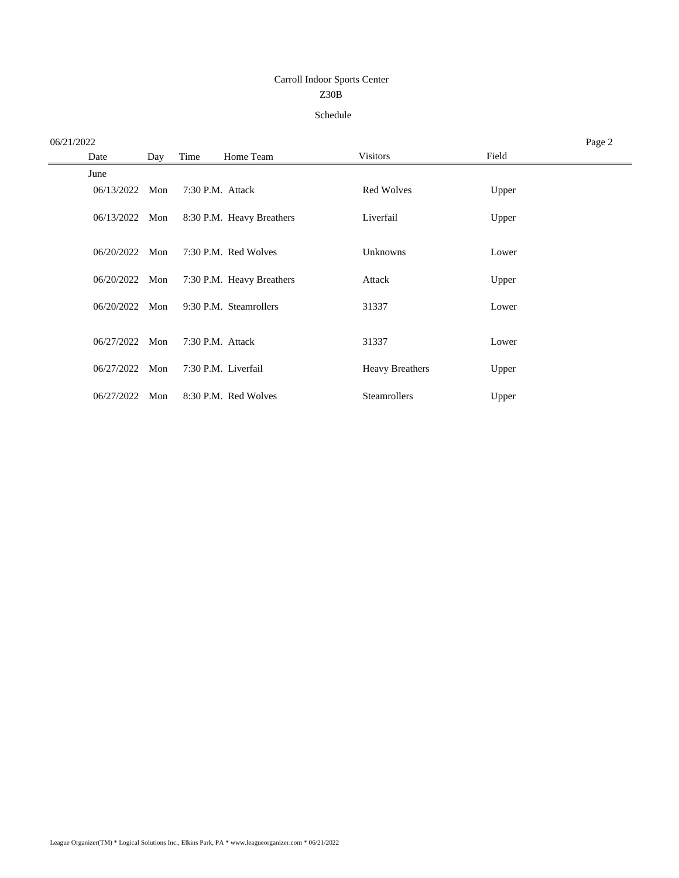Carroll Indoor Sports Center

Z30B

Schedule

06/21/2022

| Date | Day | Time | Home Team | Visitors | Field |
|---|---|---|---|---|---|
| June | | | | | |
| 06/13/2022 | Mon | 7:30 P.M. | Attack | Red Wolves | Upper |
| 06/13/2022 | Mon | 8:30 P.M. | Heavy Breathers | Liverfail | Upper |
| 06/20/2022 | Mon | 7:30 P.M. | Red Wolves | Unknowns | Lower |
| 06/20/2022 | Mon | 7:30 P.M. | Heavy Breathers | Attack | Upper |
| 06/20/2022 | Mon | 9:30 P.M. | Steamrollers | 31337 | Lower |
| 06/27/2022 | Mon | 7:30 P.M. | Attack | 31337 | Lower |
| 06/27/2022 | Mon | 7:30 P.M. | Liverfail | Heavy Breathers | Upper |
| 06/27/2022 | Mon | 8:30 P.M. | Red Wolves | Steamrollers | Upper |

League Organizer(TM) * Logical Solutions Inc., Elkins Park, PA * www.leagueorganizer.com * 06/21/2022